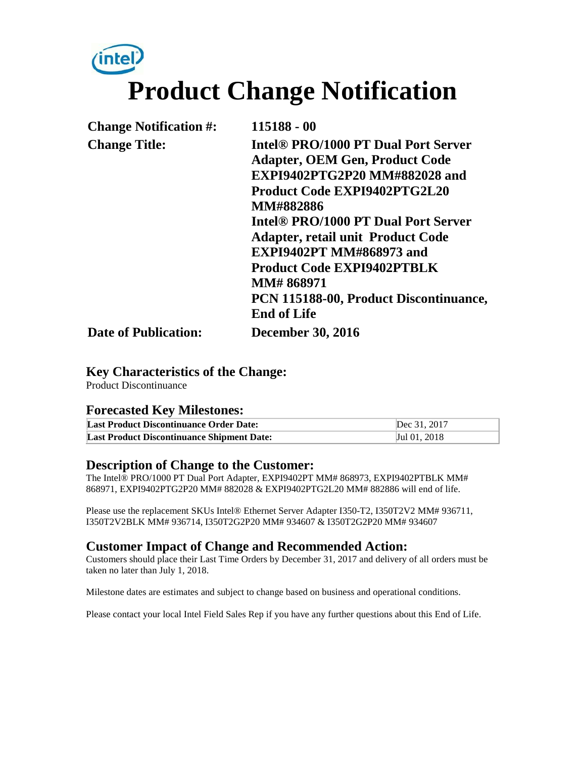# Product Change Notification

| | |
|---|---|
| **Change Notification #:** | **115188 - 00** |
| **Change Title:** | **Intel® PRO/1000 PT Dual Port Server Adapter, OEM Gen, Product Code EXPI9402PTG2P20 MM#882028 and Product Code EXPI9402PTG2L20 MM#882886 Intel® PRO/1000 PT Dual Port Server Adapter, retail unit Product Code EXPI9402PT MM#868973 and Product Code EXPI9402PTBLK MM# 868971 PCN 115188-00, Product Discontinuance, End of Life** |
| **Date of Publication:** | **December 30, 2016** |

## Key Characteristics of the Change:

Product Discontinuance

## Forecasted Key Milestones:

| | |
|---|---|
| **Last Product Discontinuance Order Date:** | Dec 31, 2017 |
| **Last Product Discontinuance Shipment Date:** | Jul 01, 2018 |

## Description of Change to the Customer:

The Intel® PRO/1000 PT Dual Port Adapter, EXPI9402PT MM# 868973, EXPI9402PTBLK MM# 868971, EXPI9402PTG2P20 MM# 882028 & EXPI9402PTG2L20 MM# 882886 will end of life.

Please use the replacement SKUs Intel® Ethernet Server Adapter I350-T2, I350T2V2 MM# 936711, I350T2V2BLK MM# 936714, I350T2G2P20 MM# 934607 & I350T2G2P20 MM# 934607

## Customer Impact of Change and Recommended Action:

Customers should place their Last Time Orders by December 31, 2017 and delivery of all orders must be taken no later than July 1, 2018.

Milestone dates are estimates and subject to change based on business and operational conditions.

Please contact your local Intel Field Sales Rep if you have any further questions about this End of Life.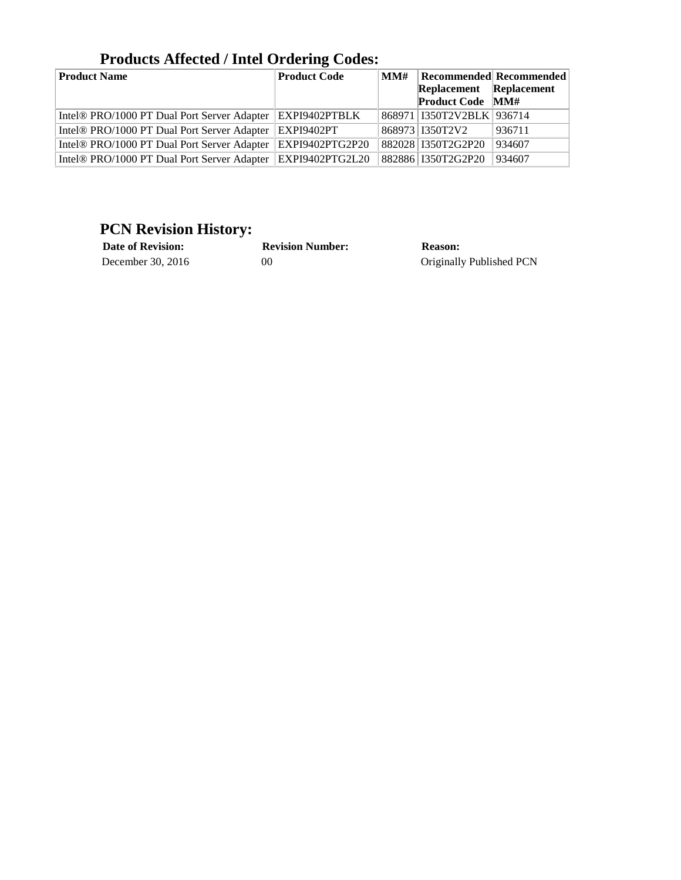## Products Affected / Intel Ordering Codes:

| Product Name | Product Code | MM# | Recommended Replacement Product Code | Recommended Replacement MM# |
|---|---|---|---|---|
| Intel® PRO/1000 PT Dual Port Server Adapter | EXPI9402PTBLK | 868971 | I350T2V2BLK | 936714 |
| Intel® PRO/1000 PT Dual Port Server Adapter | EXPI9402PT | 868973 | I350T2V2 | 936711 |
| Intel® PRO/1000 PT Dual Port Server Adapter | EXPI9402PTG2P20 | 882028 | I350T2G2P20 | 934607 |
| Intel® PRO/1000 PT Dual Port Server Adapter | EXPI9402PTG2L20 | 882886 | I350T2G2P20 | 934607 |

## PCN Revision History:

| Date of Revision: | Revision Number: | Reason: |
|---|---|---|
| December 30, 2016 | 00 | Originally Published PCN |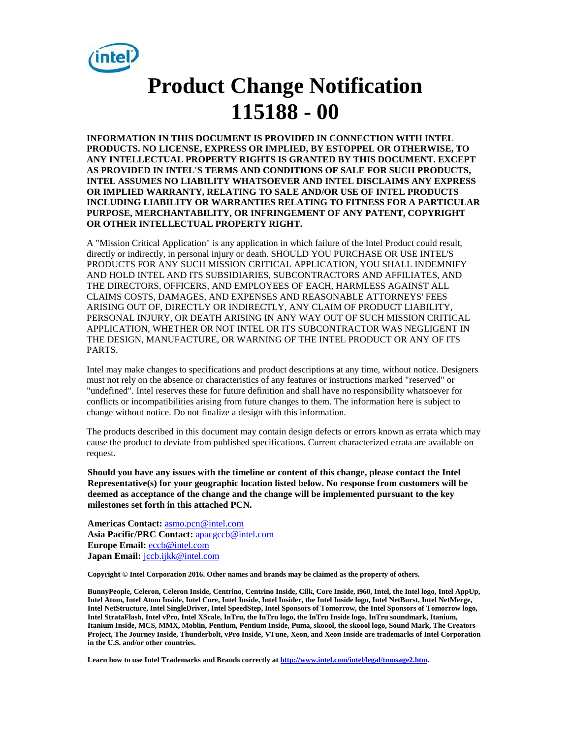# Product Change Notification 115188 - 00

**INFORMATION IN THIS DOCUMENT IS PROVIDED IN CONNECTION WITH INTEL PRODUCTS. NO LICENSE, EXPRESS OR IMPLIED, BY ESTOPPEL OR OTHERWISE, TO ANY INTELLECTUAL PROPERTY RIGHTS IS GRANTED BY THIS DOCUMENT. EXCEPT AS PROVIDED IN INTEL'S TERMS AND CONDITIONS OF SALE FOR SUCH PRODUCTS, INTEL ASSUMES NO LIABILITY WHATSOEVER AND INTEL DISCLAIMS ANY EXPRESS OR IMPLIED WARRANTY, RELATING TO SALE AND/OR USE OF INTEL PRODUCTS INCLUDING LIABILITY OR WARRANTIES RELATING TO FITNESS FOR A PARTICULAR PURPOSE, MERCHANTABILITY, OR INFRINGEMENT OF ANY PATENT, COPYRIGHT OR OTHER INTELLECTUAL PROPERTY RIGHT.**

A "Mission Critical Application" is any application in which failure of the Intel Product could result, directly or indirectly, in personal injury or death. SHOULD YOU PURCHASE OR USE INTEL'S PRODUCTS FOR ANY SUCH MISSION CRITICAL APPLICATION, YOU SHALL INDEMNIFY AND HOLD INTEL AND ITS SUBSIDIARIES, SUBCONTRACTORS AND AFFILIATES, AND THE DIRECTORS, OFFICERS, AND EMPLOYEES OF EACH, HARMLESS AGAINST ALL CLAIMS COSTS, DAMAGES, AND EXPENSES AND REASONABLE ATTORNEYS' FEES ARISING OUT OF, DIRECTLY OR INDIRECTLY, ANY CLAIM OF PRODUCT LIABILITY, PERSONAL INJURY, OR DEATH ARISING IN ANY WAY OUT OF SUCH MISSION CRITICAL APPLICATION, WHETHER OR NOT INTEL OR ITS SUBCONTRACTOR WAS NEGLIGENT IN THE DESIGN, MANUFACTURE, OR WARNING OF THE INTEL PRODUCT OR ANY OF ITS PARTS.

Intel may make changes to specifications and product descriptions at any time, without notice. Designers must not rely on the absence or characteristics of any features or instructions marked "reserved" or "undefined". Intel reserves these for future definition and shall have no responsibility whatsoever for conflicts or incompatibilities arising from future changes to them. The information here is subject to change without notice. Do not finalize a design with this information.

The products described in this document may contain design defects or errors known as errata which may cause the product to deviate from published specifications. Current characterized errata are available on request.

**Should you have any issues with the timeline or content of this change, please contact the Intel Representative(s) for your geographic location listed below. No response from customers will be deemed as acceptance of the change and the change will be implemented pursuant to the key milestones set forth in this attached PCN.**

**Americas Contact:** asmo.pcn@intel.com
**Asia Pacific/PRC Contact:** apacgccb@intel.com
**Europe Email:** eccb@intel.com
**Japan Email:** jccb.ijkk@intel.com

**Copyright © Intel Corporation 2016. Other names and brands may be claimed as the property of others.**

**BunnyPeople, Celeron, Celeron Inside, Centrino, Centrino Inside, Cilk, Core Inside, i960, Intel, the Intel logo, Intel AppUp, Intel Atom, Intel Atom Inside, Intel Core, Intel Inside, Intel Insider, the Intel Inside logo, Intel NetBurst, Intel NetMerge, Intel NetStructure, Intel SingleDriver, Intel SpeedStep, Intel Sponsors of Tomorrow, the Intel Sponsors of Tomorrow logo, Intel StrataFlash, Intel vPro, Intel XScale, InTru, the InTru logo, the InTru Inside logo, InTru soundmark, Itanium, Itanium Inside, MCS, MMX, Moblin, Pentium, Pentium Inside, Puma, skoool, the skoool logo, Sound Mark, The Creators Project, The Journey Inside, Thunderbolt, vPro Inside, VTune, Xeon, and Xeon Inside are trademarks of Intel Corporation in the U.S. and/or other countries.**

**Learn how to use Intel Trademarks and Brands correctly at http://www.intel.com/intel/legal/tmusage2.htm.**